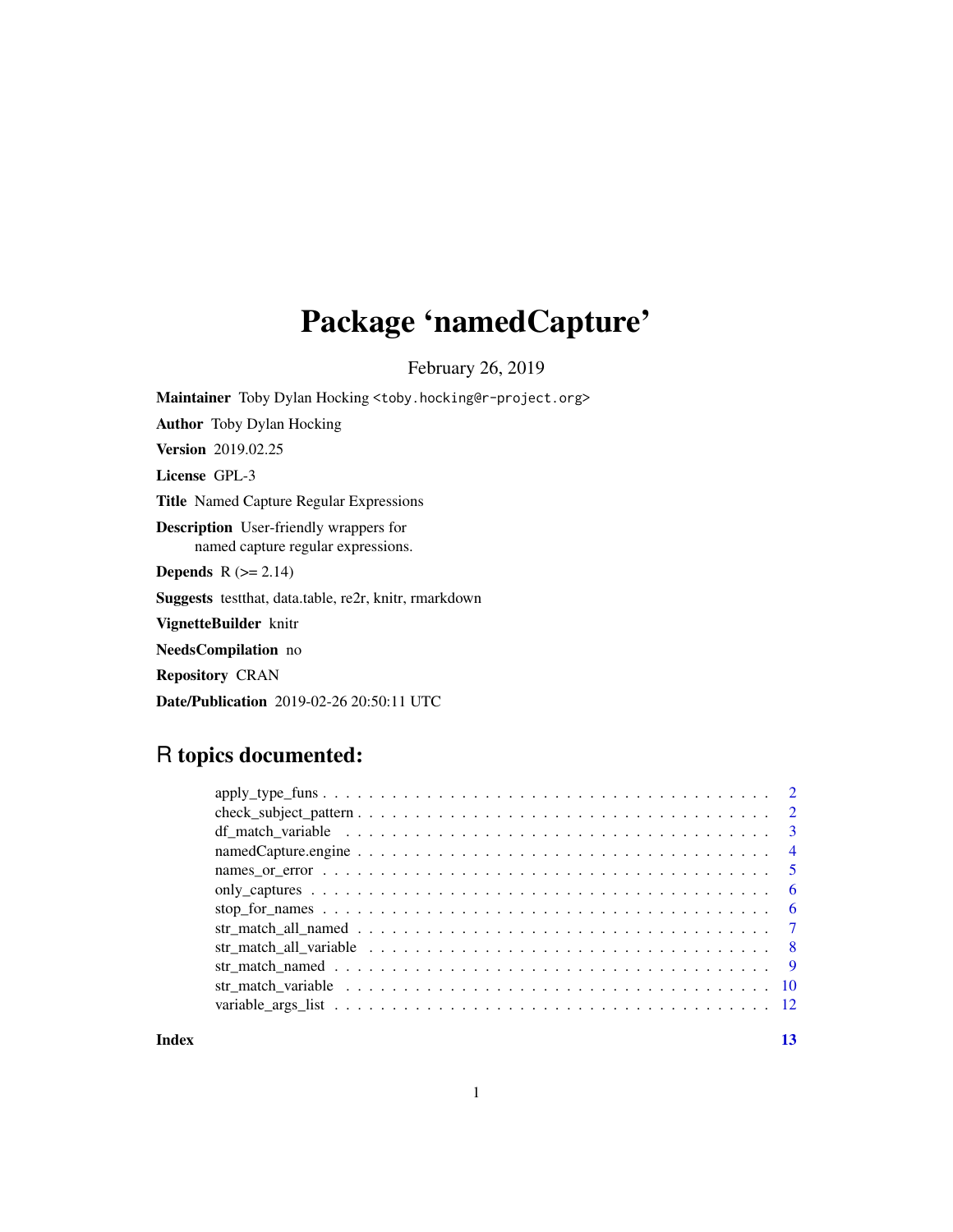# Package 'namedCapture'

February 26, 2019

**Maintainer** Toby Dylan Hocking <toby.hocking@r-project.org>

**Author** Toby Dylan Hocking

**Version** 2019.02.25

**License** GPL-3

**Title** Named Capture Regular Expressions

**Description** User-friendly wrappers for
named capture regular expressions.

**Depends** R (>= 2.14)

**Suggests** testthat, data.table, re2r, knitr, rmarkdown

**VignetteBuilder** knitr

**NeedsCompilation** no

**Repository** CRAN

**Date/Publication** 2019-02-26 20:50:11 UTC

## R topics documented:

- apply_type_funs . . . . . . . . . . . . . . . . . . . . . . . . . . . . . . . . . . . . . . . 2
- check_subject_pattern . . . . . . . . . . . . . . . . . . . . . . . . . . . . . . . . . . . 2
- df_match_variable . . . . . . . . . . . . . . . . . . . . . . . . . . . . . . . . . . . . . 3
- namedCapture.engine . . . . . . . . . . . . . . . . . . . . . . . . . . . . . . . . . . . 4
- names_or_error . . . . . . . . . . . . . . . . . . . . . . . . . . . . . . . . . . . . . . 5
- only_captures . . . . . . . . . . . . . . . . . . . . . . . . . . . . . . . . . . . . . . . 6
- stop_for_names . . . . . . . . . . . . . . . . . . . . . . . . . . . . . . . . . . . . . . 6
- str_match_all_named . . . . . . . . . . . . . . . . . . . . . . . . . . . . . . . . . . . 7
- str_match_all_variable . . . . . . . . . . . . . . . . . . . . . . . . . . . . . . . . . . 8
- str_match_named . . . . . . . . . . . . . . . . . . . . . . . . . . . . . . . . . . . . . 9
- str_match_variable . . . . . . . . . . . . . . . . . . . . . . . . . . . . . . . . . . . . 10
- variable_args_list . . . . . . . . . . . . . . . . . . . . . . . . . . . . . . . . . . . . . 12

**Index** 13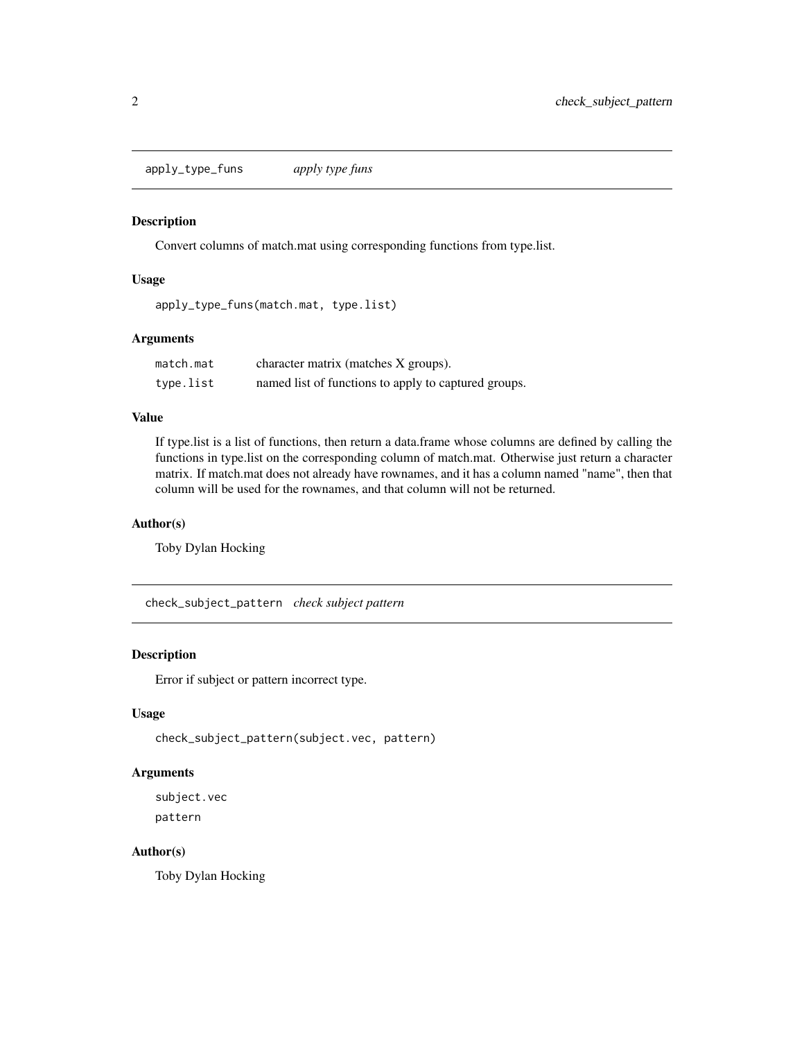## apply_type_funs *apply type funs*

### Description

Convert columns of match.mat using corresponding functions from type.list.

### Usage

```
apply_type_funs(match.mat, type.list)
```

### Arguments

| | |
|---|---|
| match.mat | character matrix (matches X groups). |
| type.list | named list of functions to apply to captured groups. |

### Value

If type.list is a list of functions, then return a data.frame whose columns are defined by calling the functions in type.list on the corresponding column of match.mat. Otherwise just return a character matrix. If match.mat does not already have rownames, and it has a column named "name", then that column will be used for the rownames, and that column will not be returned.

### Author(s)

Toby Dylan Hocking

## check_subject_pattern *check subject pattern*

### Description

Error if subject or pattern incorrect type.

### Usage

```
check_subject_pattern(subject.vec, pattern)
```

### Arguments

subject.vec

pattern

### Author(s)

Toby Dylan Hocking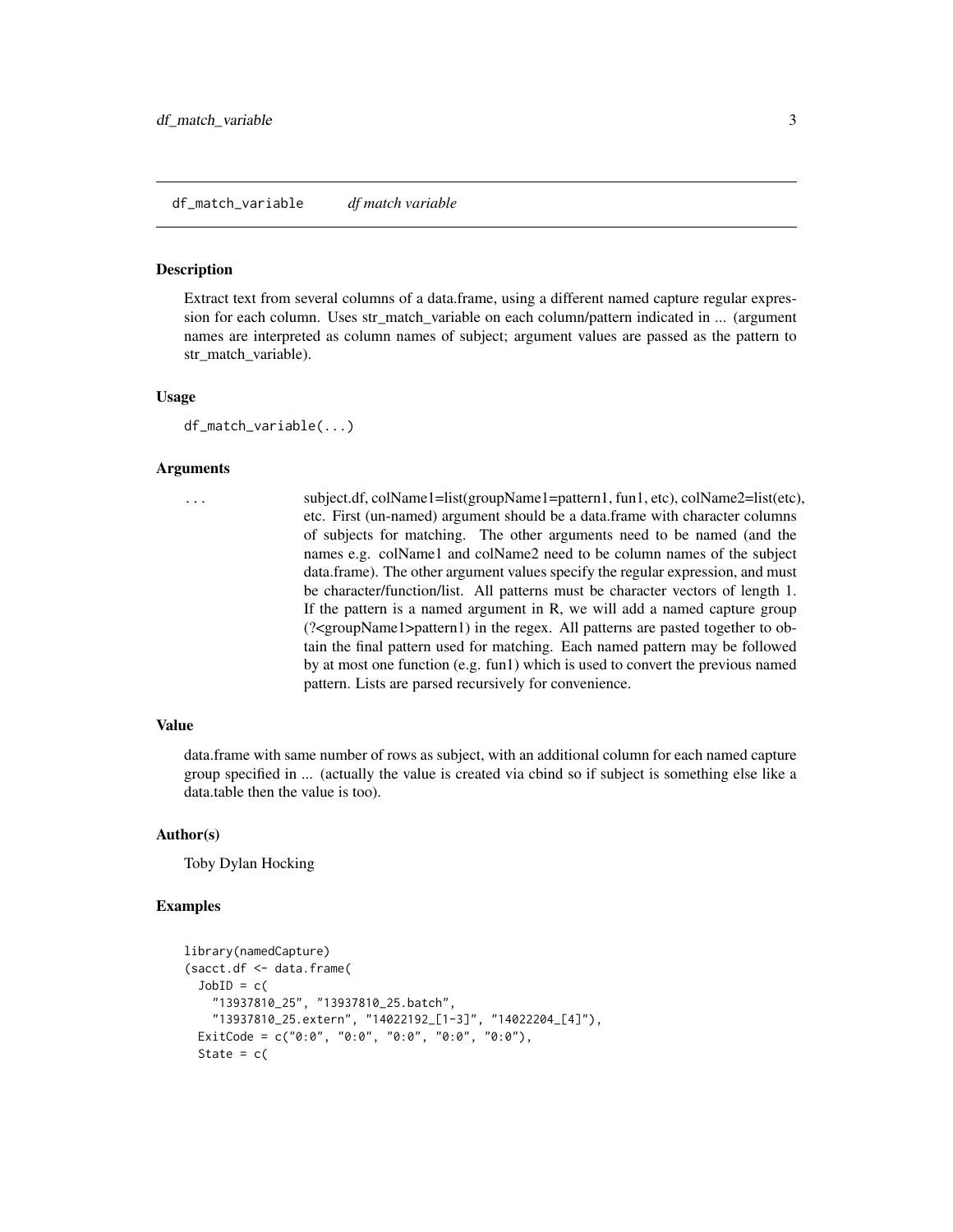`df_match_variable` *df match variable*

## Description

Extract text from several columns of a data.frame, using a different named capture regular expression for each column. Uses str_match_variable on each column/pattern indicated in ... (argument names are interpreted as column names of subject; argument values are passed as the pattern to str_match_variable).

## Usage

```
df_match_variable(...)
```

## Arguments

| | |
|---|---|
| ... | subject.df, colName1=list(groupName1=pattern1, fun1, etc), colName2=list(etc), etc. First (un-named) argument should be a data.frame with character columns of subjects for matching. The other arguments need to be named (and the names e.g. colName1 and colName2 need to be column names of the subject data.frame). The other argument values specify the regular expression, and must be character/function/list. All patterns must be character vectors of length 1. If the pattern is a named argument in R, we will add a named capture group (?<groupName1>pattern1) in the regex. All patterns are pasted together to obtain the final pattern used for matching. Each named pattern may be followed by at most one function (e.g. fun1) which is used to convert the previous named pattern. Lists are parsed recursively for convenience. |

## Value

data.frame with same number of rows as subject, with an additional column for each named capture group specified in ... (actually the value is created via cbind so if subject is something else like a data.table then the value is too).

## Author(s)

Toby Dylan Hocking

## Examples

```
library(namedCapture)
(sacct.df <- data.frame(
  JobID = c(
    "13937810_25", "13937810_25.batch",
    "13937810_25.extern", "14022192_[1-3]", "14022204_[4]"),
  ExitCode = c("0:0", "0:0", "0:0", "0:0", "0:0"),
  State = c(
```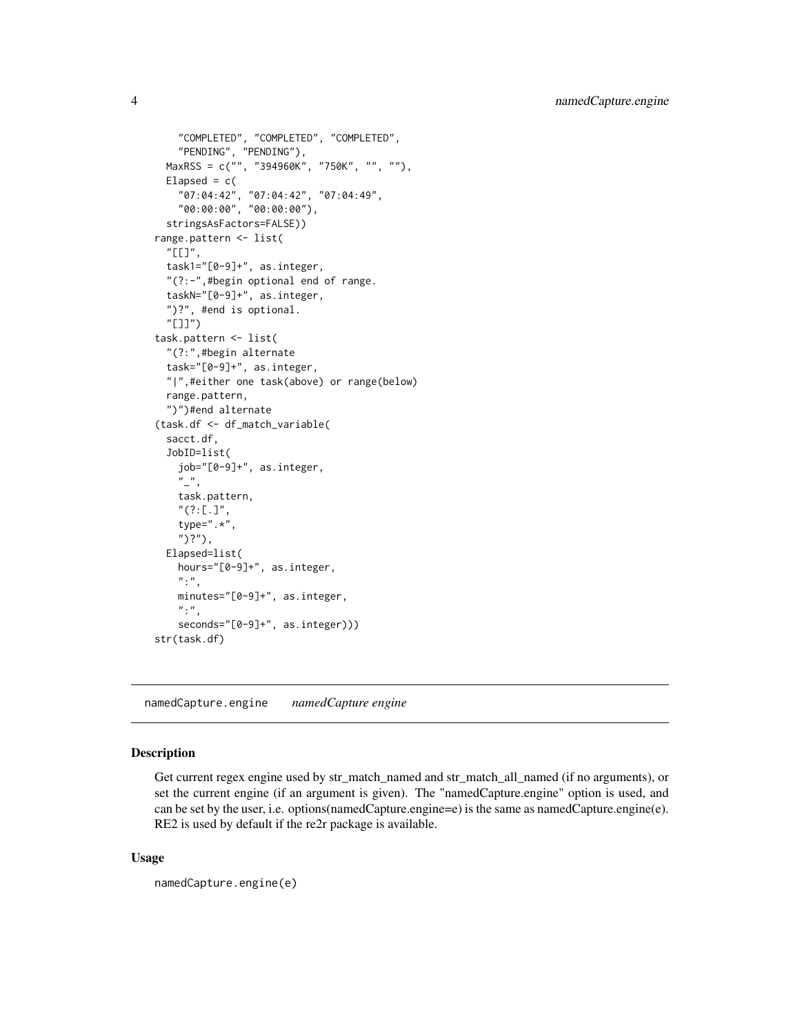```
    "COMPLETED", "COMPLETED", "COMPLETED",
    "PENDING", "PENDING"),
  MaxRSS = c("", "394960K", "750K", "", ""),
  Elapsed = c(
    "07:04:42", "07:04:42", "07:04:49",
    "00:00:00", "00:00:00"),
  stringsAsFactors=FALSE))
range.pattern <- list(
  "[[]",
  task1="[0-9]+", as.integer,
  "(?:-",#begin optional end of range.
  taskN="[0-9]+", as.integer,
  ")?", #end is optional.
  "[]]")
task.pattern <- list(
  "(?:",#begin alternate
  task="[0-9]+", as.integer,
  "|",#either one task(above) or range(below)
  range.pattern,
  ")")#end alternate
(task.df <- df_match_variable(
  sacct.df,
  JobID=list(
    job="[0-9]+", as.integer,
    "_",
    task.pattern,
    "(?:[.]",
    type=".*",
    ")?"),
  Elapsed=list(
    hours="[0-9]+", as.integer,
    ":",
    minutes="[0-9]+", as.integer,
    ":",
    seconds="[0-9]+", as.integer)))
str(task.df)
```

---

## namedCapture.engine &nbsp;&nbsp;&nbsp; *namedCapture engine*

### Description

Get current regex engine used by str_match_named and str_match_all_named (if no arguments), or set the current engine (if an argument is given). The "namedCapture.engine" option is used, and can be set by the user, i.e. options(namedCapture.engine=e) is the same as namedCapture.engine(e). RE2 is used by default if the re2r package is available.

### Usage

```
namedCapture.engine(e)
```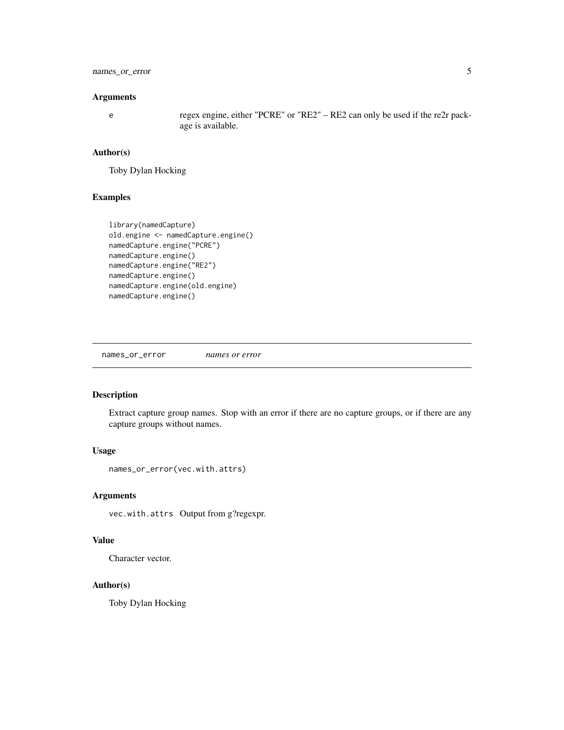## Arguments

e regex engine, either "PCRE" or "RE2" – RE2 can only be used if the re2r package is available.

## Author(s)

Toby Dylan Hocking

## Examples

```
library(namedCapture)
old.engine <- namedCapture.engine()
namedCapture.engine("PCRE")
namedCapture.engine()
namedCapture.engine("RE2")
namedCapture.engine()
namedCapture.engine(old.engine)
namedCapture.engine()
```

---

# names_or_error *names or error*

---

## Description

Extract capture group names. Stop with an error if there are no capture groups, or if there are any capture groups without names.

## Usage

```
names_or_error(vec.with.attrs)
```

## Arguments

vec.with.attrs Output from g?regexpr.

## Value

Character vector.

## Author(s)

Toby Dylan Hocking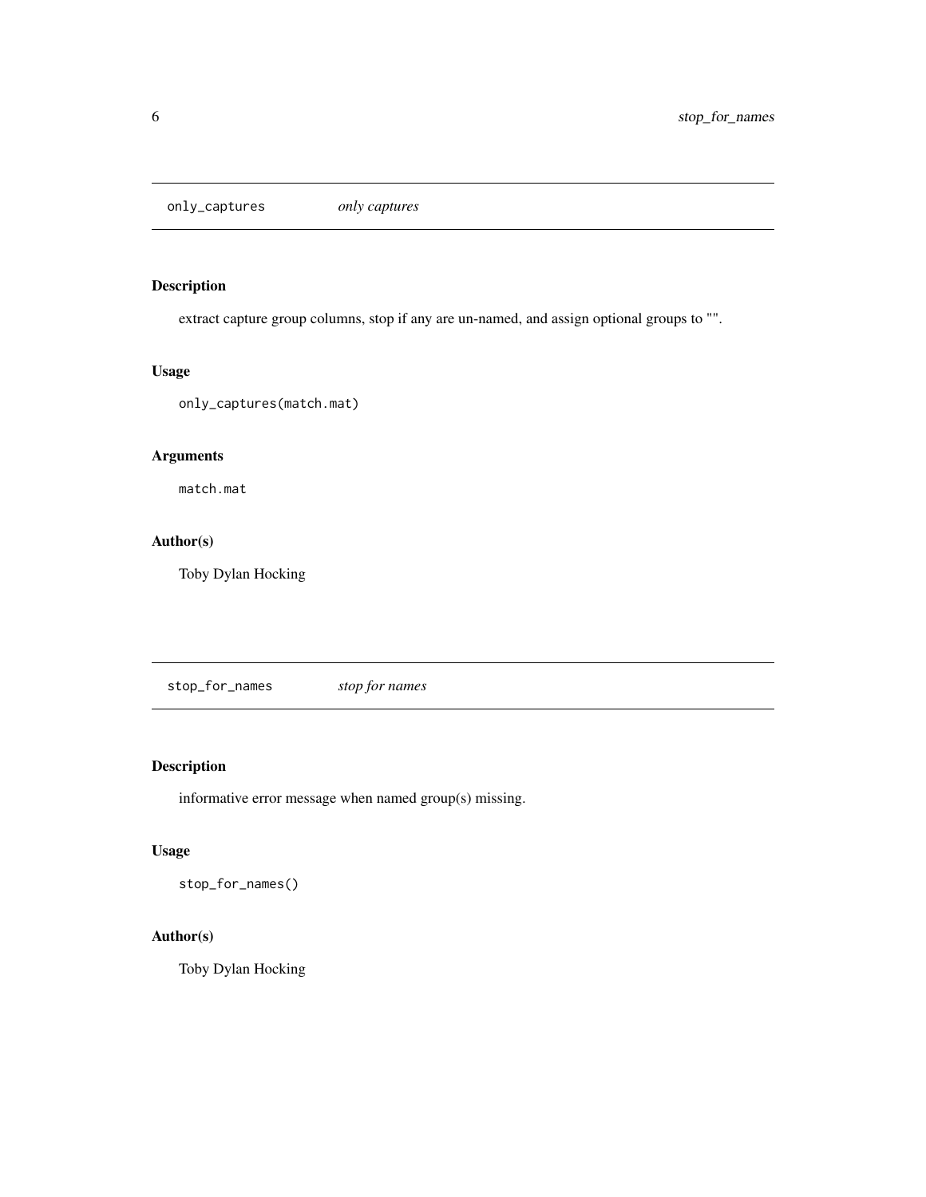## only_captures *only captures*

### Description

extract capture group columns, stop if any are un-named, and assign optional groups to "".

### Usage

```
only_captures(match.mat)
```

### Arguments

`match.mat`

### Author(s)

Toby Dylan Hocking

## stop_for_names *stop for names*

### Description

informative error message when named group(s) missing.

### Usage

```
stop_for_names()
```

### Author(s)

Toby Dylan Hocking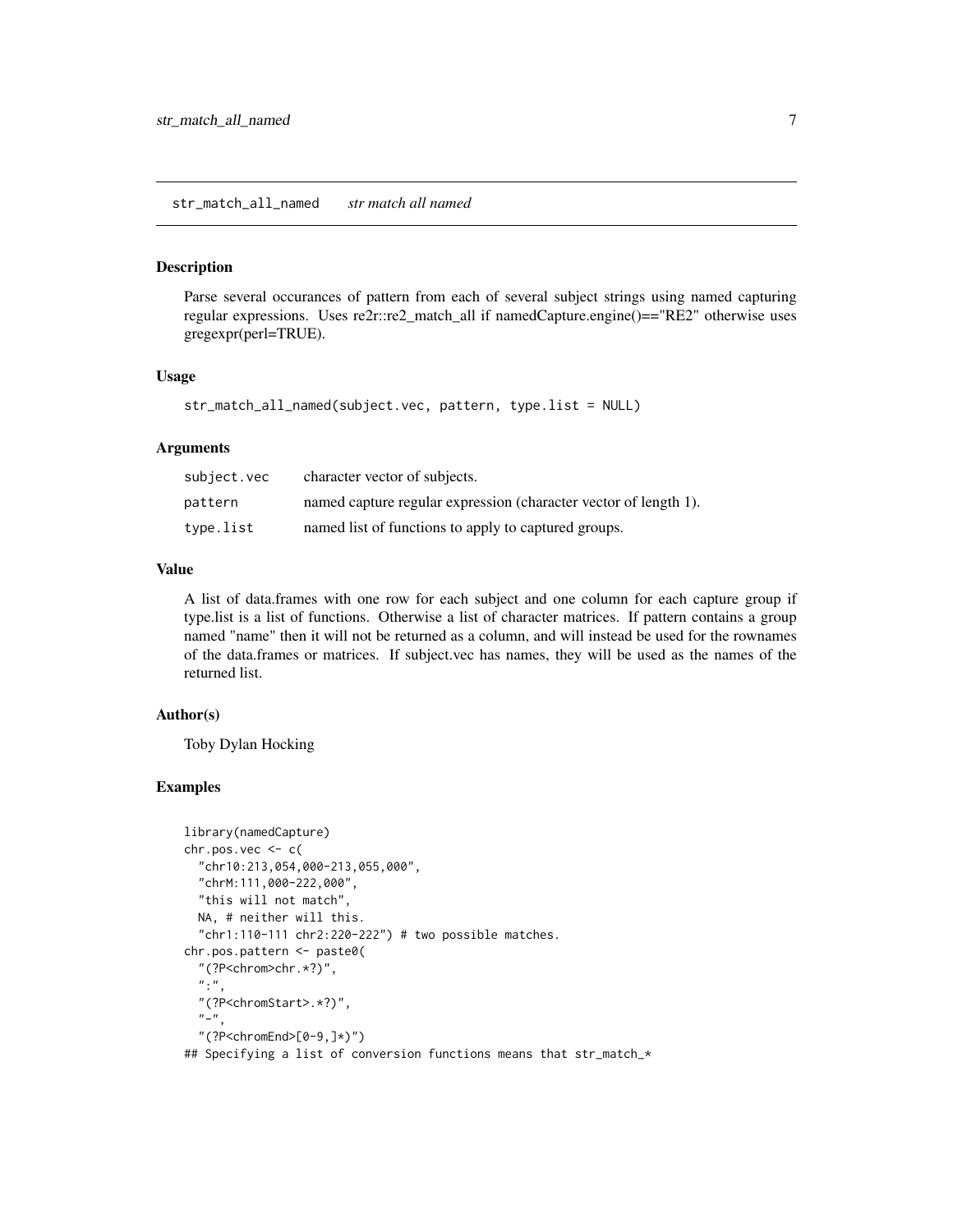## str_match_all_named *str match all named*

### Description

Parse several occurances of pattern from each of several subject strings using named capturing regular expressions. Uses re2r::re2_match_all if namedCapture.engine()=="RE2" otherwise uses gregexpr(perl=TRUE).

### Usage

```
str_match_all_named(subject.vec, pattern, type.list = NULL)
```

### Arguments

| | |
|---|---|
| subject.vec | character vector of subjects. |
| pattern | named capture regular expression (character vector of length 1). |
| type.list | named list of functions to apply to captured groups. |

### Value

A list of data.frames with one row for each subject and one column for each capture group if type.list is a list of functions. Otherwise a list of character matrices. If pattern contains a group named "name" then it will not be returned as a column, and will instead be used for the rownames of the data.frames or matrices. If subject.vec has names, they will be used as the names of the returned list.

### Author(s)

Toby Dylan Hocking

### Examples

```
library(namedCapture)
chr.pos.vec <- c(
  "chr10:213,054,000-213,055,000",
  "chrM:111,000-222,000",
  "this will not match",
  NA, # neither will this.
  "chr1:110-111 chr2:220-222") # two possible matches.
chr.pos.pattern <- paste0(
  "(?P<chrom>chr.*?)",
  ":",
  "(?P<chromStart>.*?)",
  "-",
  "(?P<chromEnd>[0-9,]*)")
## Specifying a list of conversion functions means that str_match_*
```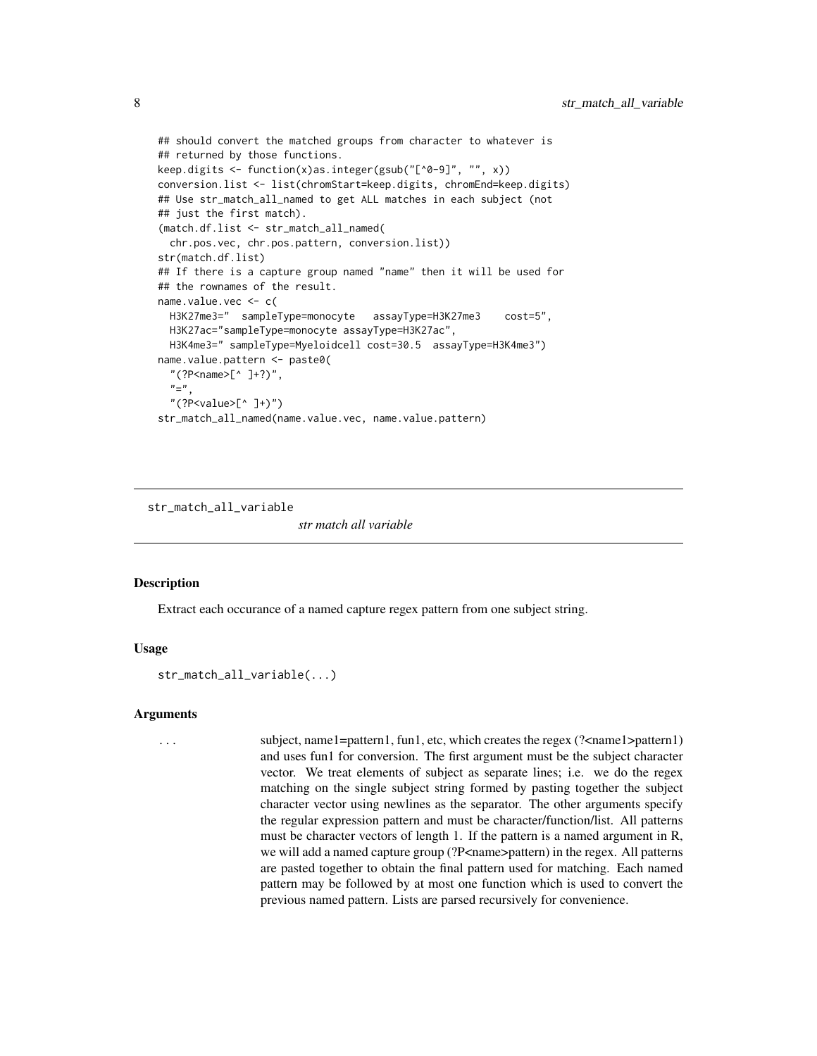```
## should convert the matched groups from character to whatever is
## returned by those functions.
keep.digits <- function(x)as.integer(gsub("[^0-9]", "", x))
conversion.list <- list(chromStart=keep.digits, chromEnd=keep.digits)
## Use str_match_all_named to get ALL matches in each subject (not
## just the first match).
(match.df.list <- str_match_all_named(
  chr.pos.vec, chr.pos.pattern, conversion.list))
str(match.df.list)
## If there is a capture group named "name" then it will be used for
## the rownames of the result.
name.value.vec <- c(
  H3K27me3="  sampleType=monocyte   assayType=H3K27me3    cost=5",
  H3K27ac="sampleType=monocyte assayType=H3K27ac",
  H3K4me3=" sampleType=Myeloidcell cost=30.5  assayType=H3K4me3")
name.value.pattern <- paste0(
  "(?P<name>[^ ]+?)",
  "=",
  "(?P<value>[^ ]+)")
str_match_all_named(name.value.vec, name.value.pattern)
```

## str_match_all_variable

*str match all variable*

### Description

Extract each occurance of a named capture regex pattern from one subject string.

### Usage

```
str_match_all_variable(...)
```

### Arguments

| | |
|---|---|
| ... | subject, name1=pattern1, fun1, etc, which creates the regex (?<name1>pattern1) and uses fun1 for conversion. The first argument must be the subject character vector. We treat elements of subject as separate lines; i.e. we do the regex matching on the single subject string formed by pasting together the subject character vector using newlines as the separator. The other arguments specify the regular expression pattern and must be character/function/list. All patterns must be character vectors of length 1. If the pattern is a named argument in R, we will add a named capture group (?P<name>pattern) in the regex. All patterns are pasted together to obtain the final pattern used for matching. Each named pattern may be followed by at most one function which is used to convert the previous named pattern. Lists are parsed recursively for convenience. |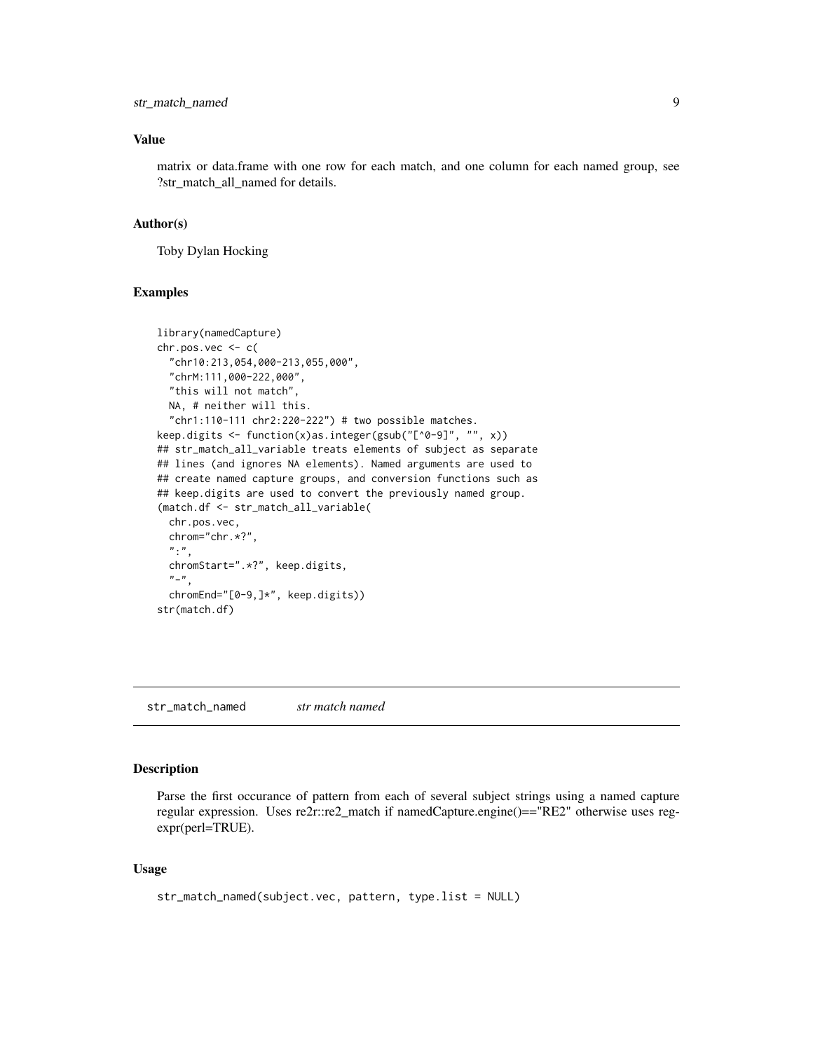### Value

matrix or data.frame with one row for each match, and one column for each named group, see ?str_match_all_named for details.

### Author(s)

Toby Dylan Hocking

### Examples

```
library(namedCapture)
chr.pos.vec <- c(
  "chr10:213,054,000-213,055,000",
  "chrM:111,000-222,000",
  "this will not match",
  NA, # neither will this.
  "chr1:110-111 chr2:220-222") # two possible matches.
keep.digits <- function(x)as.integer(gsub("[^0-9]", "", x))
## str_match_all_variable treats elements of subject as separate
## lines (and ignores NA elements). Named arguments are used to
## create named capture groups, and conversion functions such as
## keep.digits are used to convert the previously named group.
(match.df <- str_match_all_variable(
  chr.pos.vec,
  chrom="chr.*?",
  ":",
  chromStart=".*?", keep.digits,
  "-",
  chromEnd="[0-9,]*", keep.digits))
str(match.df)
```

## str_match_named *str match named*

### Description

Parse the first occurance of pattern from each of several subject strings using a named capture regular expression. Uses re2r::re2_match if namedCapture.engine()=="RE2" otherwise uses regexpr(perl=TRUE).

### Usage

```
str_match_named(subject.vec, pattern, type.list = NULL)
```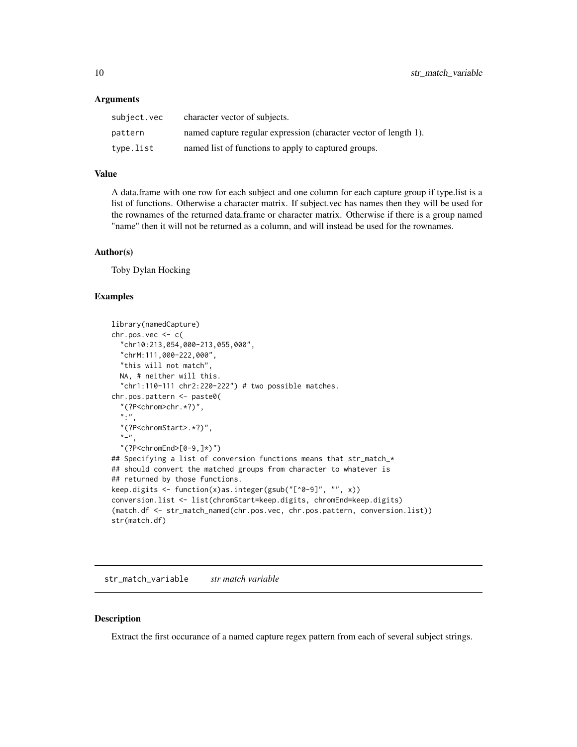### Arguments

| | |
|---|---|
| `subject.vec` | character vector of subjects. |
| `pattern` | named capture regular expression (character vector of length 1). |
| `type.list` | named list of functions to apply to captured groups. |

### Value

A data.frame with one row for each subject and one column for each capture group if type.list is a list of functions. Otherwise a character matrix. If subject.vec has names then they will be used for the rownames of the returned data.frame or character matrix. Otherwise if there is a group named "name" then it will not be returned as a column, and will instead be used for the rownames.

### Author(s)

Toby Dylan Hocking

### Examples

```
library(namedCapture)
chr.pos.vec <- c(
  "chr10:213,054,000-213,055,000",
  "chrM:111,000-222,000",
  "this will not match",
  NA, # neither will this.
  "chr1:110-111 chr2:220-222") # two possible matches.
chr.pos.pattern <- paste0(
  "(?P<chrom>chr.*?)",
  ":",
  "(?P<chromStart>.*?)",
  "-",
  "(?P<chromEnd>[0-9,]*)")
## Specifying a list of conversion functions means that str_match_*
## should convert the matched groups from character to whatever is
## returned by those functions.
keep.digits <- function(x)as.integer(gsub("[^0-9]", "", x))
conversion.list <- list(chromStart=keep.digits, chromEnd=keep.digits)
(match.df <- str_match_named(chr.pos.vec, chr.pos.pattern, conversion.list))
str(match.df)
```

---

## `str_match_variable` *str match variable*

### Description

Extract the first occurance of a named capture regex pattern from each of several subject strings.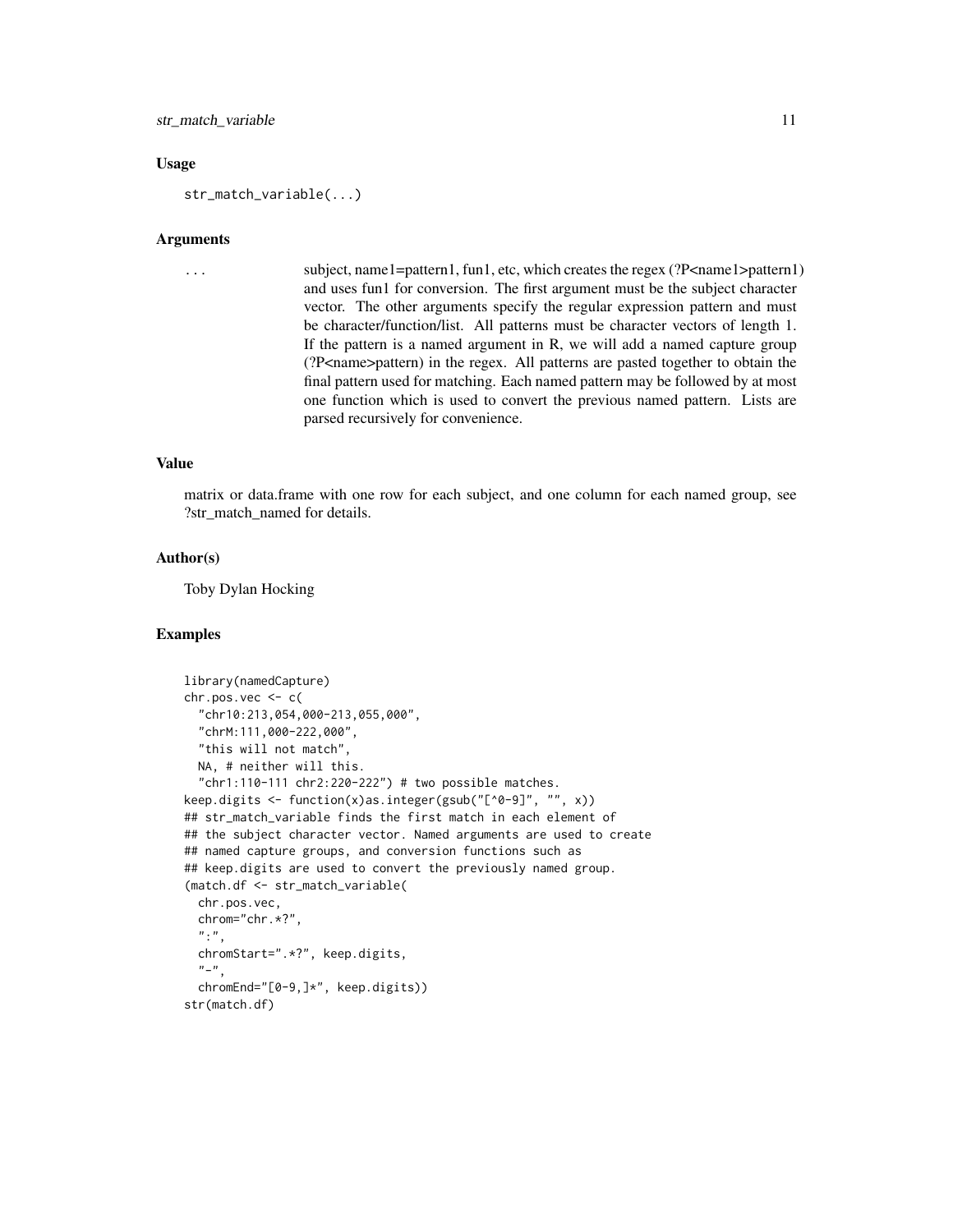### Usage

```
str_match_variable(...)
```

### Arguments

`...` subject, name1=pattern1, fun1, etc, which creates the regex (?P<name1>pattern1) and uses fun1 for conversion. The first argument must be the subject character vector. The other arguments specify the regular expression pattern and must be character/function/list. All patterns must be character vectors of length 1. If the pattern is a named argument in R, we will add a named capture group (?P<name>pattern) in the regex. All patterns are pasted together to obtain the final pattern used for matching. Each named pattern may be followed by at most one function which is used to convert the previous named pattern. Lists are parsed recursively for convenience.

### Value

matrix or data.frame with one row for each subject, and one column for each named group, see ?str_match_named for details.

### Author(s)

Toby Dylan Hocking

### Examples

```
library(namedCapture)
chr.pos.vec <- c(
  "chr10:213,054,000-213,055,000",
  "chrM:111,000-222,000",
  "this will not match",
  NA, # neither will this.
  "chr1:110-111 chr2:220-222") # two possible matches.
keep.digits <- function(x)as.integer(gsub("[^0-9]", "", x))
## str_match_variable finds the first match in each element of
## the subject character vector. Named arguments are used to create
## named capture groups, and conversion functions such as
## keep.digits are used to convert the previously named group.
(match.df <- str_match_variable(
  chr.pos.vec,
  chrom="chr.*?",
  ":",
  chromStart=".*?", keep.digits,
  "-",
  chromEnd="[0-9,]*", keep.digits))
str(match.df)
```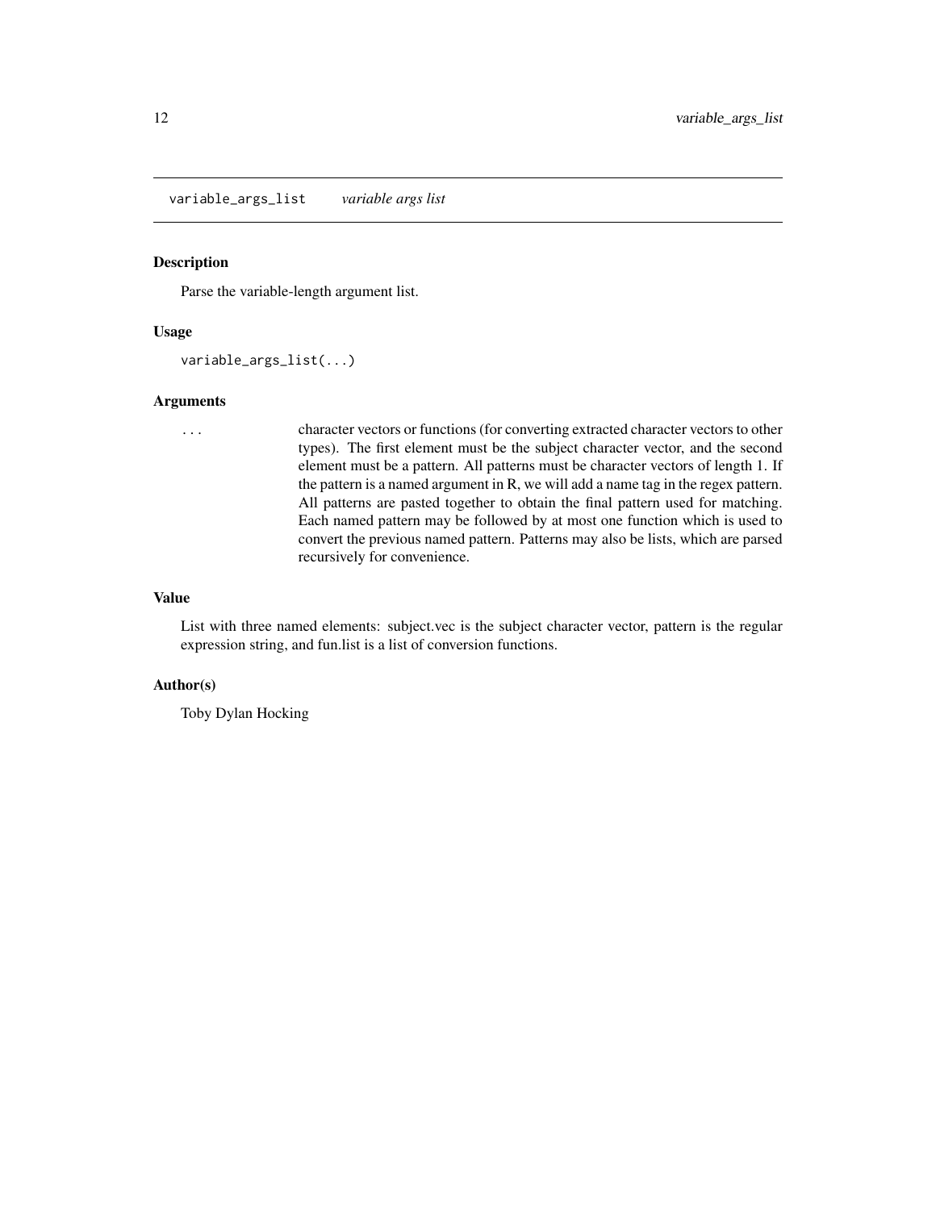## variable_args_list *variable args list*

### Description

Parse the variable-length argument list.

### Usage

```
variable_args_list(...)
```

### Arguments

| | |
|---|---|
| ... | character vectors or functions (for converting extracted character vectors to other types). The first element must be the subject character vector, and the second element must be a pattern. All patterns must be character vectors of length 1. If the pattern is a named argument in R, we will add a name tag in the regex pattern. All patterns are pasted together to obtain the final pattern used for matching. Each named pattern may be followed by at most one function which is used to convert the previous named pattern. Patterns may also be lists, which are parsed recursively for convenience. |

### Value

List with three named elements: subject.vec is the subject character vector, pattern is the regular expression string, and fun.list is a list of conversion functions.

### Author(s)

Toby Dylan Hocking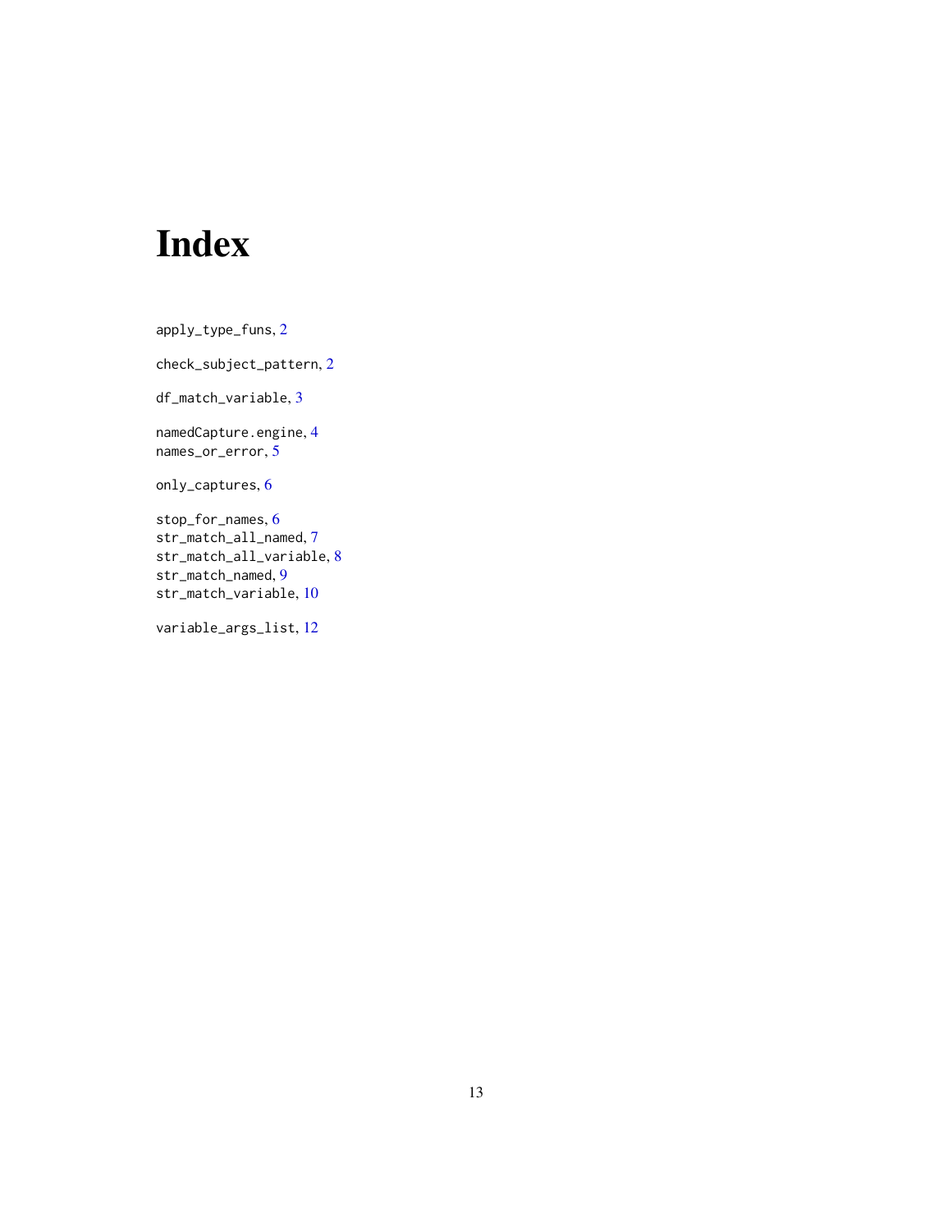# Index

apply_type_funs, 2

check_subject_pattern, 2

df_match_variable, 3

namedCapture.engine, 4
names_or_error, 5

only_captures, 6

stop_for_names, 6
str_match_all_named, 7
str_match_all_variable, 8
str_match_named, 9
str_match_variable, 10

variable_args_list, 12